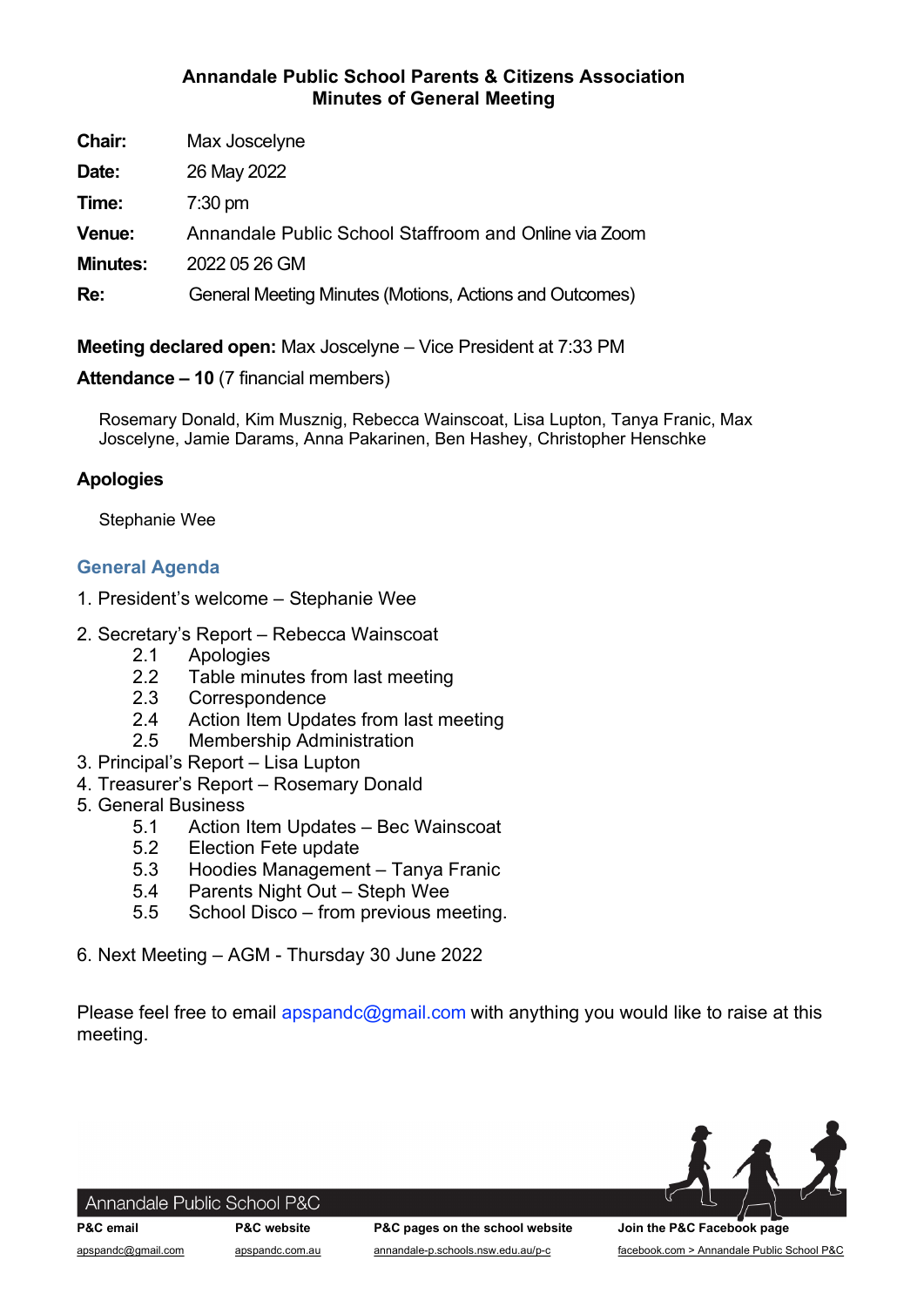# Annandale Public School Parents & Citizens Association
## Minutes of General Meeting

**Chair:** Max Joscelyne

**Date:** 26 May 2022

**Time:** 7:30 pm

**Venue:** Annandale Public School Staffroom and Online via Zoom

**Minutes:** 2022 05 26 GM

**Re:** General Meeting Minutes (Motions, Actions and Outcomes)

**Meeting declared open:** Max Joscelyne – Vice President at 7:33 PM

**Attendance – 10** (7 financial members)

Rosemary Donald, Kim Musznig, Rebecca Wainscoat, Lisa Lupton, Tanya Franic, Max Joscelyne, Jamie Darams, Anna Pakarinen, Ben Hashey, Christopher Henschke

### Apologies

Stephanie Wee

## General Agenda

1. President's welcome – Stephanie Wee
2. Secretary's Report – Rebecca Wainscoat
   - 2.1 Apologies
   - 2.2 Table minutes from last meeting
   - 2.3 Correspondence
   - 2.4 Action Item Updates from last meeting
   - 2.5 Membership Administration
3. Principal's Report – Lisa Lupton
4. Treasurer's Report – Rosemary Donald
5. General Business
   - 5.1 Action Item Updates – Bec Wainscoat
   - 5.2 Election Fete update
   - 5.3 Hoodies Management – Tanya Franic
   - 5.4 Parents Night Out – Steph Wee
   - 5.5 School Disco – from previous meeting.
6. Next Meeting – AGM - Thursday 30 June 2022

Please feel free to email apspandc@gmail.com with anything you would like to raise at this meeting.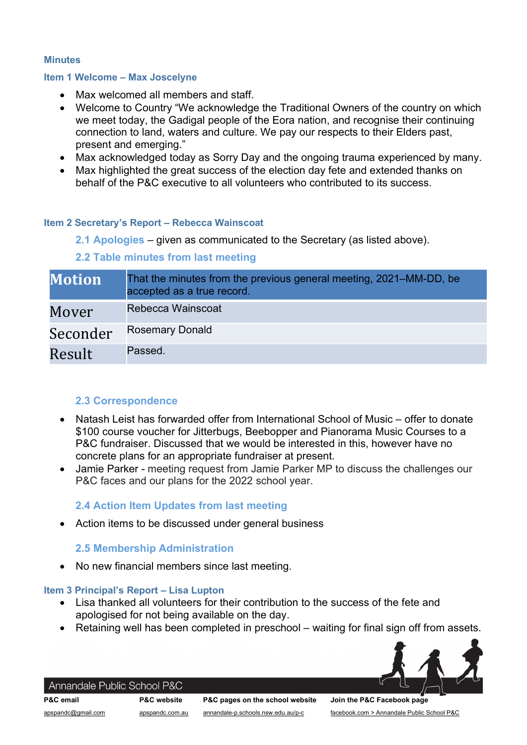## Minutes

### Item 1 Welcome – Max Joscelyne

- Max welcomed all members and staff.
- Welcome to Country "We acknowledge the Traditional Owners of the country on which we meet today, the Gadigal people of the Eora nation, and recognise their continuing connection to land, waters and culture. We pay our respects to their Elders past, present and emerging."
- Max acknowledged today as Sorry Day and the ongoing trauma experienced by many.
- Max highlighted the great success of the election day fete and extended thanks on behalf of the P&C executive to all volunteers who contributed to its success.

### Item 2 Secretary's Report – Rebecca Wainscoat

#### 2.1 Apologies – given as communicated to the Secretary (as listed above).

#### 2.2 Table minutes from last meeting

| Motion | That the minutes from the previous general meeting, 2021–MM-DD, be accepted as a true record. |
|---|---|
| Mover | Rebecca Wainscoat |
| Seconder | Rosemary Donald |
| Result | Passed. |

#### 2.3 Correspondence

- Natash Leist has forwarded offer from International School of Music – offer to donate $100 course voucher for Jitterbugs, Beebopper and Pianorama Music Courses to a P&C fundraiser. Discussed that we would be interested in this, however have no concrete plans for an appropriate fundraiser at present.
- Jamie Parker - meeting request from Jamie Parker MP to discuss the challenges our P&C faces and our plans for the 2022 school year.

#### 2.4 Action Item Updates from last meeting

- Action items to be discussed under general business

#### 2.5 Membership Administration

- No new financial members since last meeting.

### Item 3 Principal's Report – Lisa Lupton

- Lisa thanked all volunteers for their contribution to the success of the fete and apologised for not being available on the day.
- Retaining well has been completed in preschool – waiting for final sign off from assets.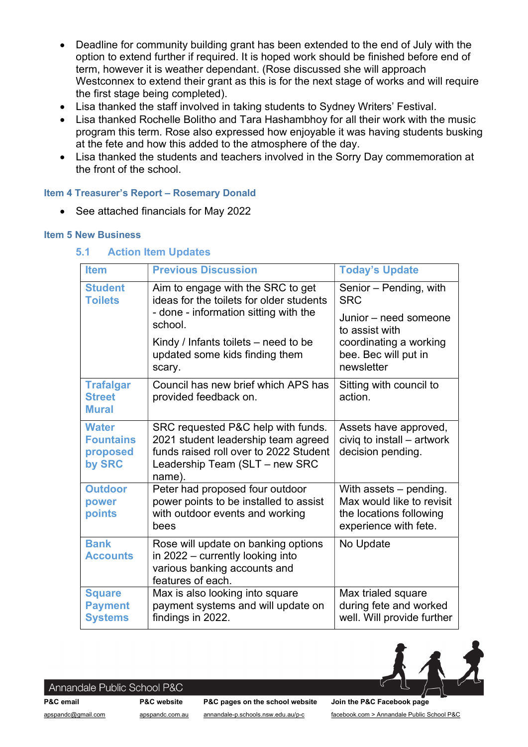- Deadline for community building grant has been extended to the end of July with the option to extend further if required. It is hoped work should be finished before end of term, however it is weather dependant. (Rose discussed she will approach Westconnex to extend their grant as this is for the next stage of works and will require the first stage being completed).
- Lisa thanked the staff involved in taking students to Sydney Writers' Festival.
- Lisa thanked Rochelle Bolitho and Tara Hashambhoy for all their work with the music program this term. Rose also expressed how enjoyable it was having students busking at the fete and how this added to the atmosphere of the day.
- Lisa thanked the students and teachers involved in the Sorry Day commemoration at the front of the school.

### Item 4 Treasurer's Report – Rosemary Donald

- See attached financials for May 2022

### Item 5 New Business

#### 5.1 Action Item Updates

| Item | Previous Discussion | Today's Update |
|---|---|---|
| **Student Toilets** | Aim to engage with the SRC to get ideas for the toilets for older students - done - information sitting with the school. Kindy / Infants toilets – need to be updated some kids finding them scary. | Senior – Pending, with SRC Junior – need someone to assist with coordinating a working bee. Bec will put in newsletter |
| **Trafalgar Street Mural** | Council has new brief which APS has provided feedback on. | Sitting with council to action. |
| **Water Fountains proposed by SRC** | SRC requested P&C help with funds. 2021 student leadership team agreed funds raised roll over to 2022 Student Leadership Team (SLT – new SRC name). | Assets have approved, civiq to install – artwork decision pending. |
| **Outdoor power points** | Peter had proposed four outdoor power points to be installed to assist with outdoor events and working bees | With assets – pending. Max would like to revisit the locations following experience with fete. |
| **Bank Accounts** | Rose will update on banking options in 2022 – currently looking into various banking accounts and features of each. | No Update |
| **Square Payment Systems** | Max is also looking into square payment systems and will update on findings in 2022. | Max trialed square during fete and worked well. Will provide further |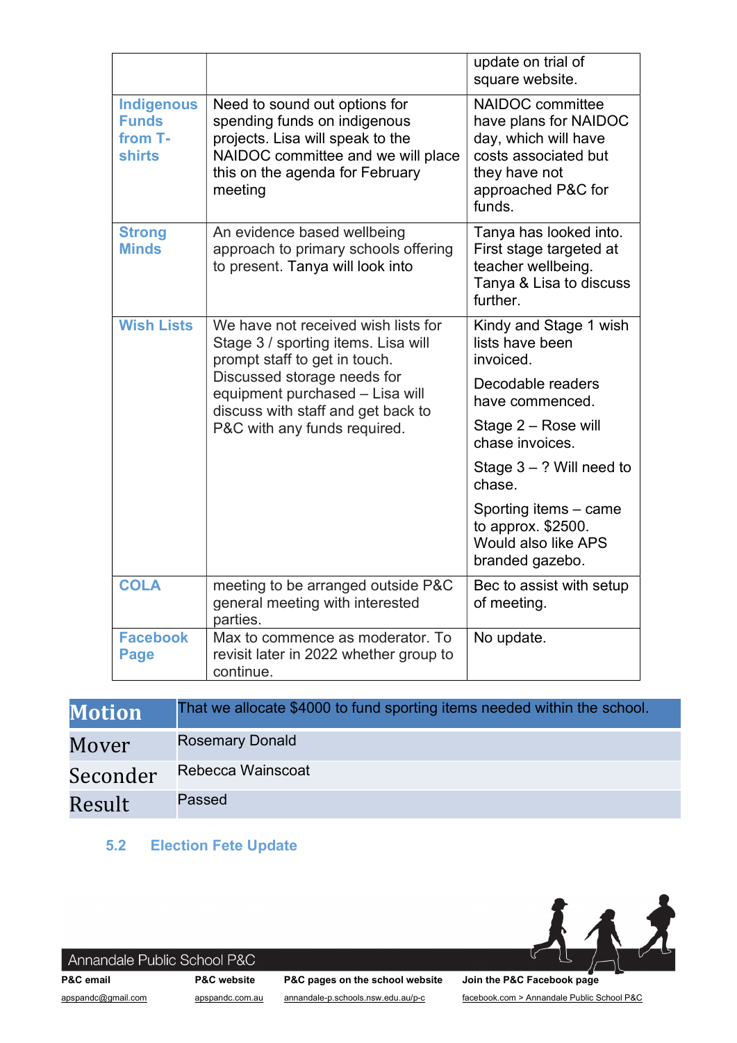| | | |
|---|---|---|
| | | update on trial of square website. |
| **Indigenous Funds from T-shirts** | Need to sound out options for spending funds on indigenous projects. Lisa will speak to the NAIDOC committee and we will place this on the agenda for February meeting | NAIDOC committee have plans for NAIDOC day, which will have costs associated but they have not approached P&C for funds. |
| **Strong Minds** | An evidence based wellbeing approach to primary schools offering to present. Tanya will look into | Tanya has looked into. First stage targeted at teacher wellbeing. Tanya & Lisa to discuss further. |
| **Wish Lists** | We have not received wish lists for Stage 3 / sporting items. Lisa will prompt staff to get in touch. Discussed storage needs for equipment purchased – Lisa will discuss with staff and get back to P&C with any funds required. | Kindy and Stage 1 wish lists have been invoiced.<br><br>Decodable readers have commenced.<br><br>Stage 2 – Rose will chase invoices.<br><br>Stage 3 – ? Will need to chase.<br><br>Sporting items – came to approx. $2500. Would also like APS branded gazebo. |
| **COLA** | meeting to be arranged outside P&C general meeting with interested parties. | Bec to assist with setup of meeting. |
| **Facebook Page** | Max to commence as moderator. To revisit later in 2022 whether group to continue. | No update. |

| **Motion** | That we allocate $4000 to fund sporting items needed within the school. |
|---|---|
| Mover | Rosemary Donald |
| Seconder | Rebecca Wainscoat |
| Result | Passed |

### 5.2 Election Fete Update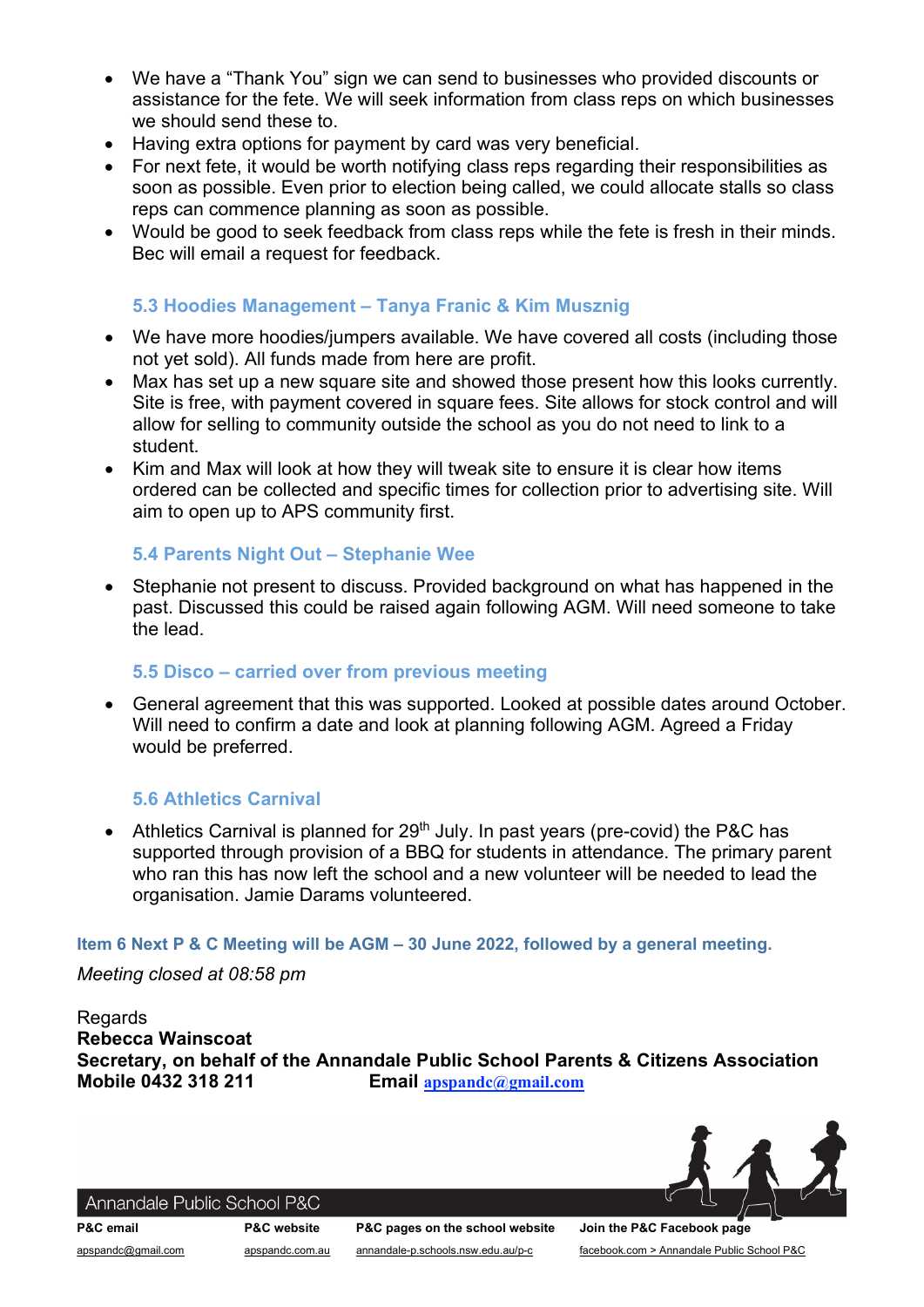- We have a "Thank You" sign we can send to businesses who provided discounts or assistance for the fete. We will seek information from class reps on which businesses we should send these to.
- Having extra options for payment by card was very beneficial.
- For next fete, it would be worth notifying class reps regarding their responsibilities as soon as possible. Even prior to election being called, we could allocate stalls so class reps can commence planning as soon as possible.
- Would be good to seek feedback from class reps while the fete is fresh in their minds. Bec will email a request for feedback.

### 5.3 Hoodies Management – Tanya Franic & Kim Musznig

- We have more hoodies/jumpers available. We have covered all costs (including those not yet sold). All funds made from here are profit.
- Max has set up a new square site and showed those present how this looks currently. Site is free, with payment covered in square fees. Site allows for stock control and will allow for selling to community outside the school as you do not need to link to a student.
- Kim and Max will look at how they will tweak site to ensure it is clear how items ordered can be collected and specific times for collection prior to advertising site. Will aim to open up to APS community first.

### 5.4 Parents Night Out – Stephanie Wee

- Stephanie not present to discuss. Provided background on what has happened in the past. Discussed this could be raised again following AGM. Will need someone to take the lead.

### 5.5 Disco – carried over from previous meeting

- General agreement that this was supported. Looked at possible dates around October. Will need to confirm a date and look at planning following AGM. Agreed a Friday would be preferred.

### 5.6 Athletics Carnival

- Athletics Carnival is planned for 29th July. In past years (pre-covid) the P&C has supported through provision of a BBQ for students in attendance. The primary parent who ran this has now left the school and a new volunteer will be needed to lead the organisation. Jamie Darams volunteered.

## Item 6 Next P & C Meeting will be AGM – 30 June 2022, followed by a general meeting.

*Meeting closed at 08:58 pm*

Regards
**Rebecca Wainscoat**
**Secretary, on behalf of the Annandale Public School Parents & Citizens Association**
**Mobile 0432 318 211** **Email** apspandc@gmail.com

Annandale Public School P&C

| P&C email | P&C website | P&C pages on the school website | Join the P&C Facebook page |
|---|---|---|---|
| apspandc@gmail.com | apspandc.com.au | annandale-p.schools.nsw.edu.au/p-c | facebook.com > Annandale Public School P&C |